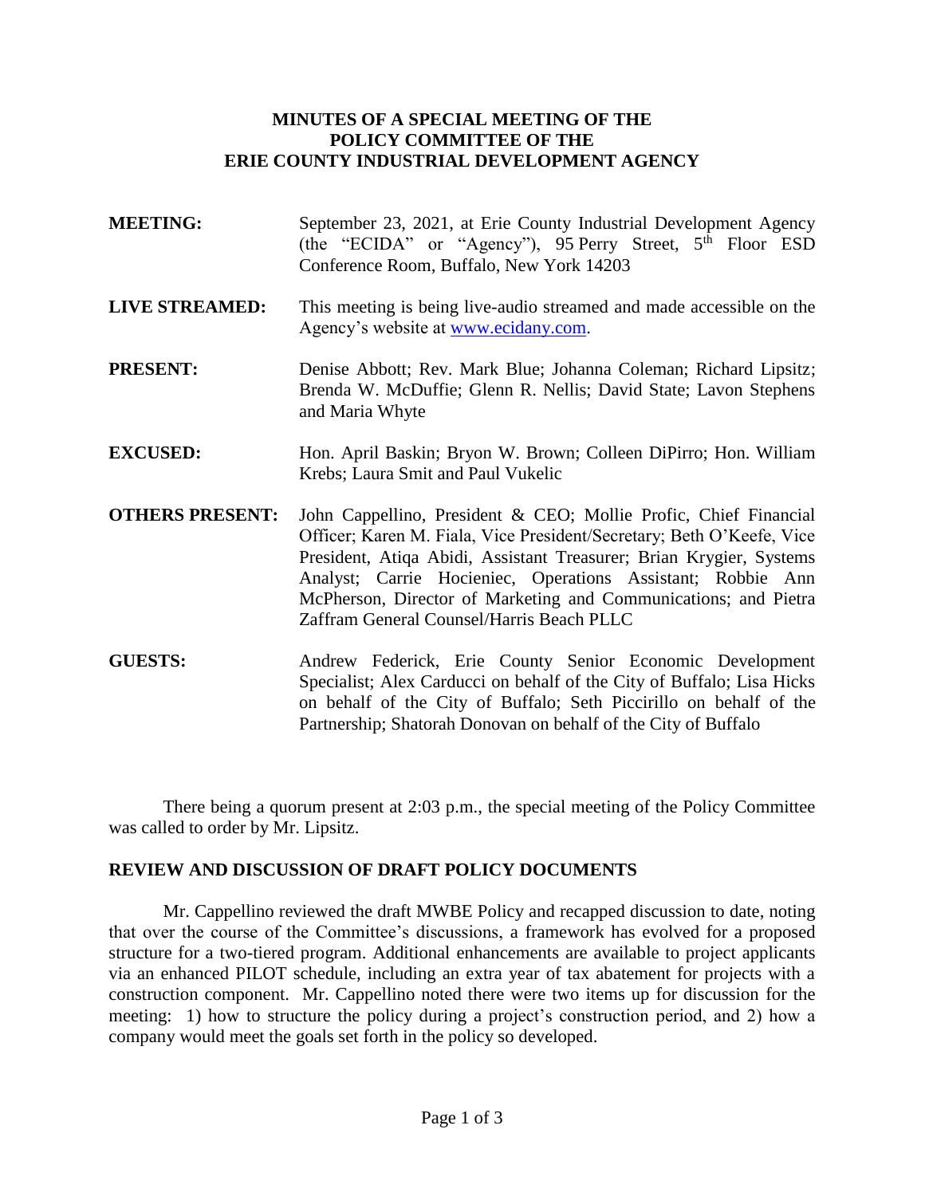# MINUTES OF A SPECIAL MEETING OF THE POLICY COMMITTEE OF THE ERIE COUNTY INDUSTRIAL DEVELOPMENT AGENCY

**MEETING:** September 23, 2021, at Erie County Industrial Development Agency (the "ECIDA" or "Agency"), 95 Perry Street, 5th Floor ESD Conference Room, Buffalo, New York 14203

**LIVE STREAMED:** This meeting is being live-audio streamed and made accessible on the Agency's website at www.ecidany.com.

**PRESENT:** Denise Abbott; Rev. Mark Blue; Johanna Coleman; Richard Lipsitz; Brenda W. McDuffie; Glenn R. Nellis; David State; Lavon Stephens and Maria Whyte

**EXCUSED:** Hon. April Baskin; Bryon W. Brown; Colleen DiPirro; Hon. William Krebs; Laura Smit and Paul Vukelic

**OTHERS PRESENT:** John Cappellino, President & CEO; Mollie Profic, Chief Financial Officer; Karen M. Fiala, Vice President/Secretary; Beth O'Keefe, Vice President, Atiqa Abidi, Assistant Treasurer; Brian Krygier, Systems Analyst; Carrie Hocieniec, Operations Assistant; Robbie Ann McPherson, Director of Marketing and Communications; and Pietra Zaffram General Counsel/Harris Beach PLLC

**GUESTS:** Andrew Federick, Erie County Senior Economic Development Specialist; Alex Carducci on behalf of the City of Buffalo; Lisa Hicks on behalf of the City of Buffalo; Seth Piccirillo on behalf of the Partnership; Shatorah Donovan on behalf of the City of Buffalo

There being a quorum present at 2:03 p.m., the special meeting of the Policy Committee was called to order by Mr. Lipsitz.

## REVIEW AND DISCUSSION OF DRAFT POLICY DOCUMENTS

Mr. Cappellino reviewed the draft MWBE Policy and recapped discussion to date, noting that over the course of the Committee's discussions, a framework has evolved for a proposed structure for a two-tiered program. Additional enhancements are available to project applicants via an enhanced PILOT schedule, including an extra year of tax abatement for projects with a construction component. Mr. Cappellino noted there were two items up for discussion for the meeting: 1) how to structure the policy during a project's construction period, and 2) how a company would meet the goals set forth in the policy so developed.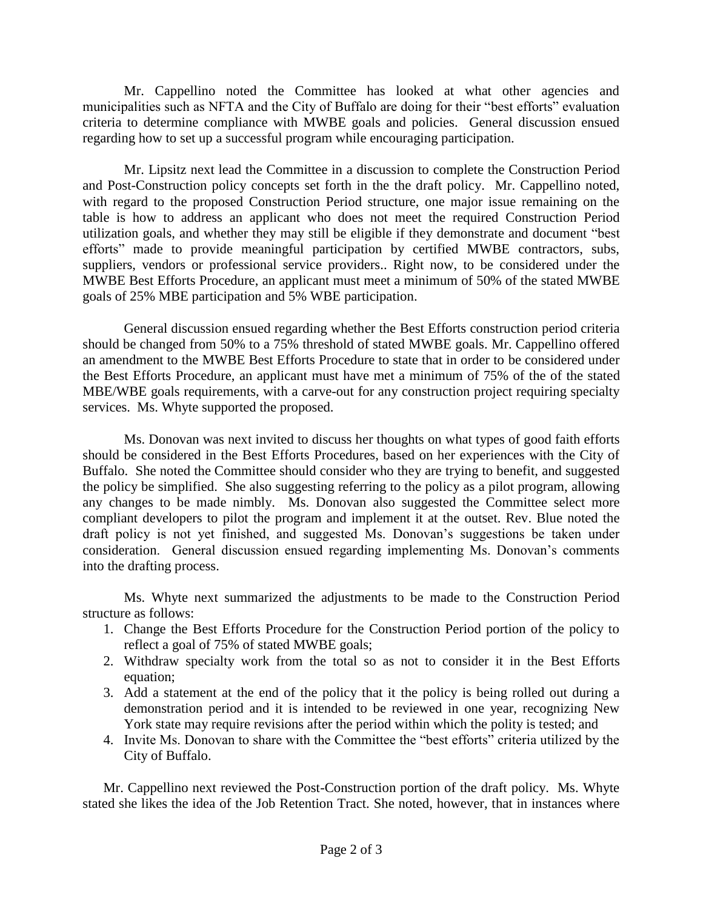Mr. Cappellino noted the Committee has looked at what other agencies and municipalities such as NFTA and the City of Buffalo are doing for their "best efforts" evaluation criteria to determine compliance with MWBE goals and policies. General discussion ensued regarding how to set up a successful program while encouraging participation.

Mr. Lipsitz next lead the Committee in a discussion to complete the Construction Period and Post-Construction policy concepts set forth in the the draft policy. Mr. Cappellino noted, with regard to the proposed Construction Period structure, one major issue remaining on the table is how to address an applicant who does not meet the required Construction Period utilization goals, and whether they may still be eligible if they demonstrate and document "best efforts" made to provide meaningful participation by certified MWBE contractors, subs, suppliers, vendors or professional service providers.. Right now, to be considered under the MWBE Best Efforts Procedure, an applicant must meet a minimum of 50% of the stated MWBE goals of 25% MBE participation and 5% WBE participation.

General discussion ensued regarding whether the Best Efforts construction period criteria should be changed from 50% to a 75% threshold of stated MWBE goals. Mr. Cappellino offered an amendment to the MWBE Best Efforts Procedure to state that in order to be considered under the Best Efforts Procedure, an applicant must have met a minimum of 75% of the of the stated MBE/WBE goals requirements, with a carve-out for any construction project requiring specialty services. Ms. Whyte supported the proposed.

Ms. Donovan was next invited to discuss her thoughts on what types of good faith efforts should be considered in the Best Efforts Procedures, based on her experiences with the City of Buffalo. She noted the Committee should consider who they are trying to benefit, and suggested the policy be simplified. She also suggesting referring to the policy as a pilot program, allowing any changes to be made nimbly. Ms. Donovan also suggested the Committee select more compliant developers to pilot the program and implement it at the outset. Rev. Blue noted the draft policy is not yet finished, and suggested Ms. Donovan's suggestions be taken under consideration. General discussion ensued regarding implementing Ms. Donovan's comments into the drafting process.

Ms. Whyte next summarized the adjustments to be made to the Construction Period structure as follows:

1. Change the Best Efforts Procedure for the Construction Period portion of the policy to reflect a goal of 75% of stated MWBE goals;
2. Withdraw specialty work from the total so as not to consider it in the Best Efforts equation;
3. Add a statement at the end of the policy that it the policy is being rolled out during a demonstration period and it is intended to be reviewed in one year, recognizing New York state may require revisions after the period within which the polity is tested; and
4. Invite Ms. Donovan to share with the Committee the "best efforts" criteria utilized by the City of Buffalo.

Mr. Cappellino next reviewed the Post-Construction portion of the draft policy. Ms. Whyte stated she likes the idea of the Job Retention Tract. She noted, however, that in instances where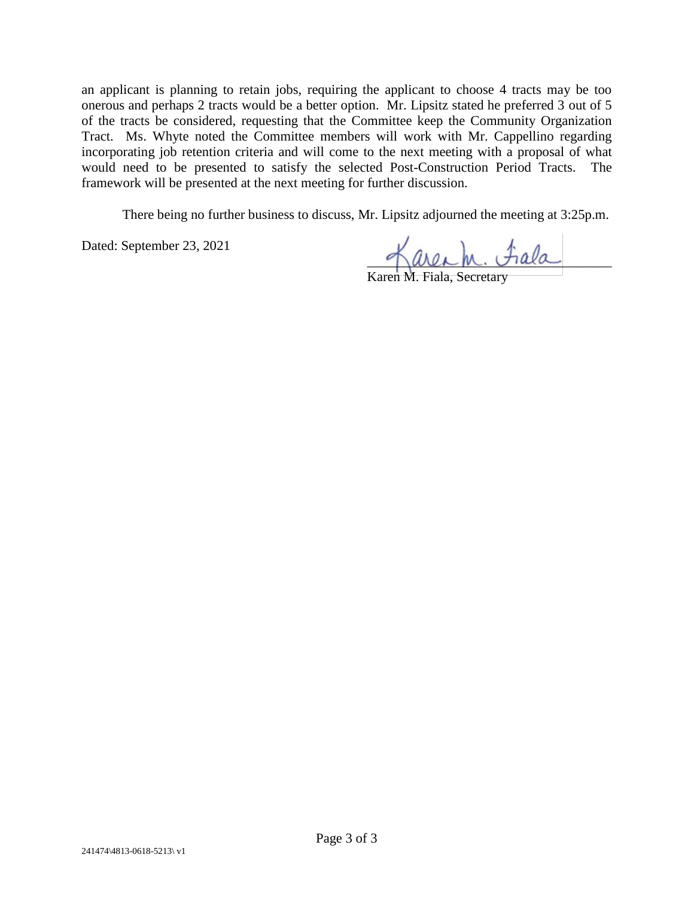an applicant is planning to retain jobs, requiring the applicant to choose 4 tracts may be too onerous and perhaps 2 tracts would be a better option. Mr. Lipsitz stated he preferred 3 out of 5 of the tracts be considered, requesting that the Committee keep the Community Organization Tract. Ms. Whyte noted the Committee members will work with Mr. Cappellino regarding incorporating job retention criteria and will come to the next meeting with a proposal of what would need to be presented to satisfy the selected Post-Construction Period Tracts. The framework will be presented at the next meeting for further discussion.

There being no further business to discuss, Mr. Lipsitz adjourned the meeting at 3:25p.m.

Dated: September 23, 2021

Karen M. Fiala

Karen M. Fiala, Secretary

241474\4813-0618-5213\ v1